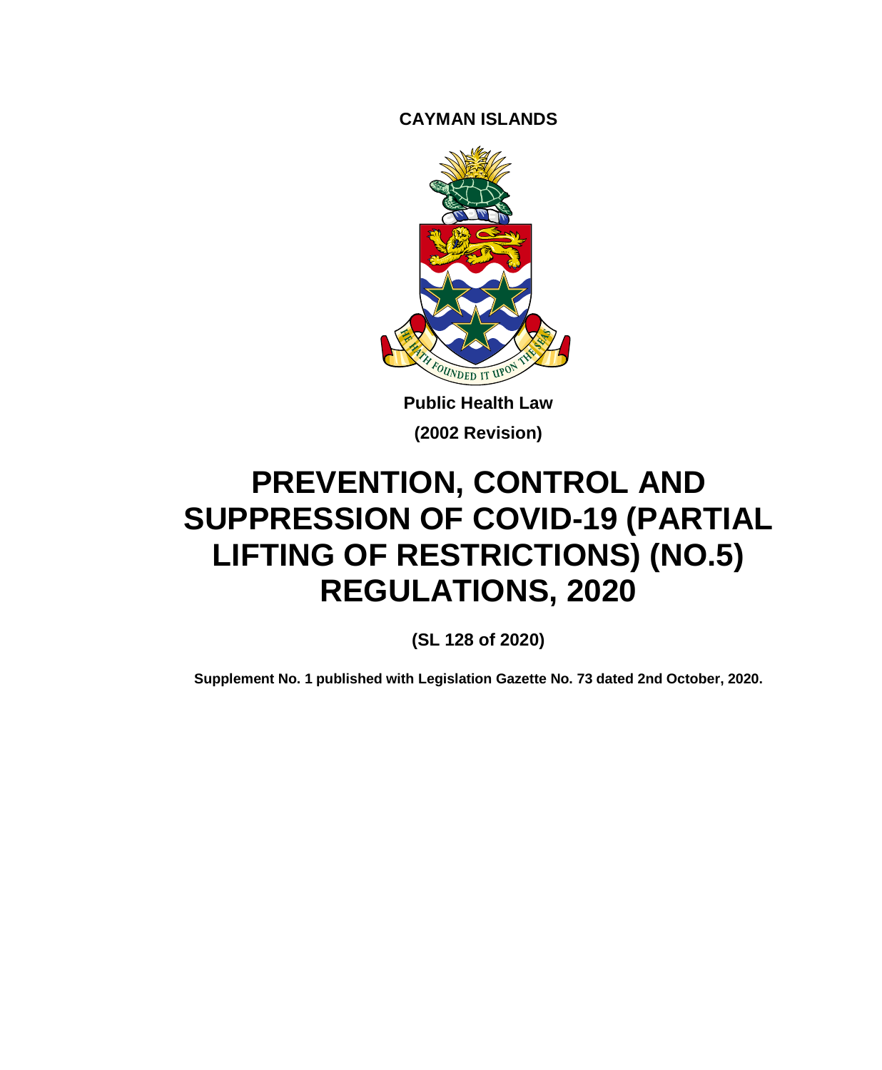**CAYMAN ISLANDS**

**Public Health Law**

**(2002 Revision)**

# PREVENTION, CONTROL AND SUPPRESSION OF COVID-19 (PARTIAL LIFTING OF RESTRICTIONS) (NO.5) REGULATIONS, 2020

**(SL 128 of 2020)**

**Supplement No. 1 published with Legislation Gazette No. 73 dated 2nd October, 2020.**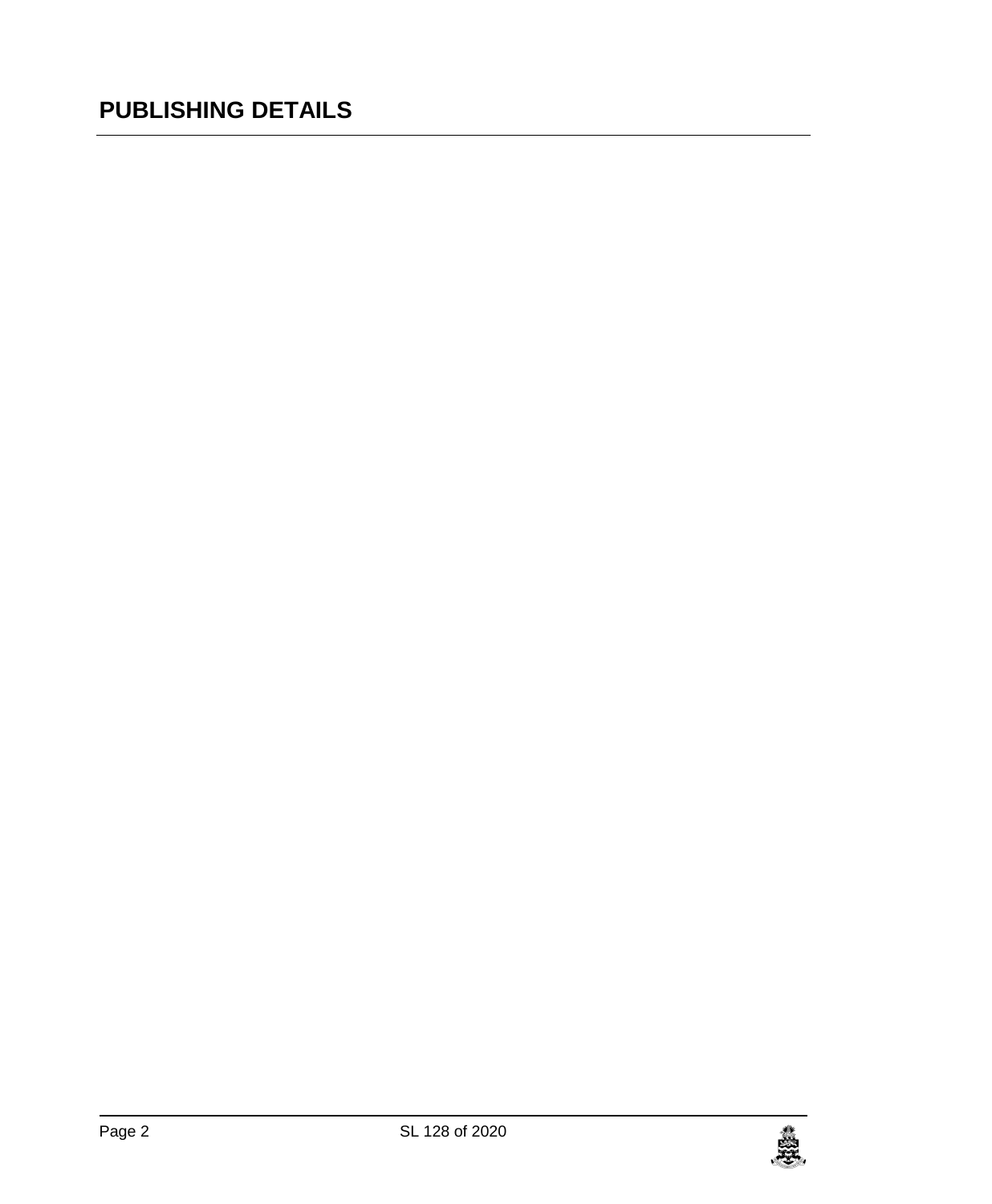## PUBLISHING DETAILS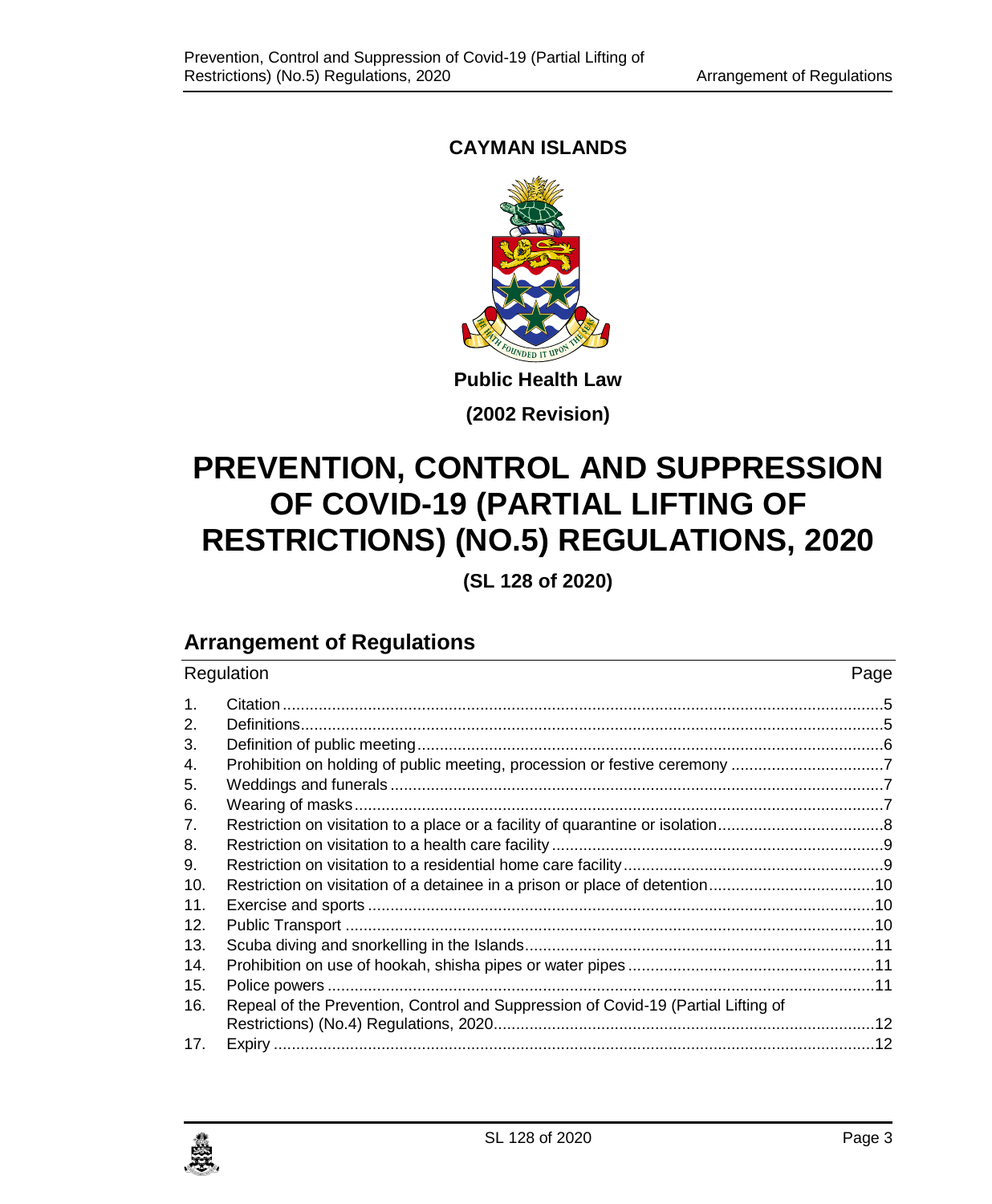**CAYMAN ISLANDS**

**Public Health Law**

**(2002 Revision)**

# PREVENTION, CONTROL AND SUPPRESSION OF COVID-19 (PARTIAL LIFTING OF RESTRICTIONS) (NO.5) REGULATIONS, 2020

**(SL 128 of 2020)**

## Arrangement of Regulations

| Regulation | | Page |
|---|---|---|
| 1. | Citation | 5 |
| 2. | Definitions | 5 |
| 3. | Definition of public meeting | 6 |
| 4. | Prohibition on holding of public meeting, procession or festive ceremony | 7 |
| 5. | Weddings and funerals | 7 |
| 6. | Wearing of masks | 7 |
| 7. | Restriction on visitation to a place or a facility of quarantine or isolation | 8 |
| 8. | Restriction on visitation to a health care facility | 9 |
| 9. | Restriction on visitation to a residential home care facility | 9 |
| 10. | Restriction on visitation of a detainee in a prison or place of detention | 10 |
| 11. | Exercise and sports | 10 |
| 12. | Public Transport | 10 |
| 13. | Scuba diving and snorkelling in the Islands | 11 |
| 14. | Prohibition on use of hookah, shisha pipes or water pipes | 11 |
| 15. | Police powers | 11 |
| 16. | Repeal of the Prevention, Control and Suppression of Covid-19 (Partial Lifting of Restrictions) (No.4) Regulations, 2020 | 12 |
| 17. | Expiry | 12 |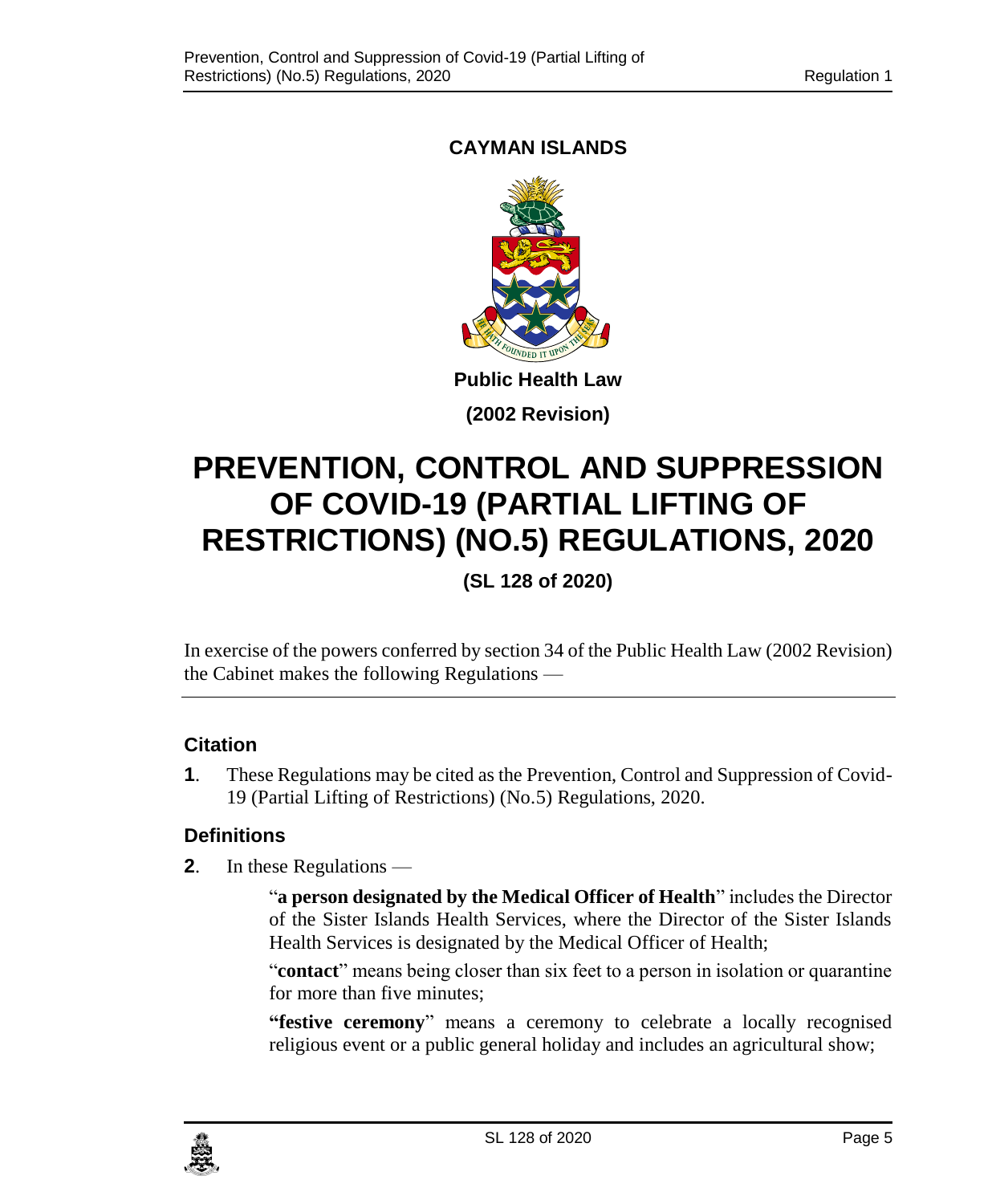**CAYMAN ISLANDS**

**Public Health Law**

**(2002 Revision)**

# PREVENTION, CONTROL AND SUPPRESSION OF COVID-19 (PARTIAL LIFTING OF RESTRICTIONS) (NO.5) REGULATIONS, 2020

**(SL 128 of 2020)**

In exercise of the powers conferred by section 34 of the Public Health Law (2002 Revision) the Cabinet makes the following Regulations —

### Citation

**1**. These Regulations may be cited as the Prevention, Control and Suppression of Covid-19 (Partial Lifting of Restrictions) (No.5) Regulations, 2020.

### Definitions

**2**. In these Regulations —

"**a person designated by the Medical Officer of Health**" includes the Director of the Sister Islands Health Services, where the Director of the Sister Islands Health Services is designated by the Medical Officer of Health;

"**contact**" means being closer than six feet to a person in isolation or quarantine for more than five minutes;

**"festive ceremony**" means a ceremony to celebrate a locally recognised religious event or a public general holiday and includes an agricultural show;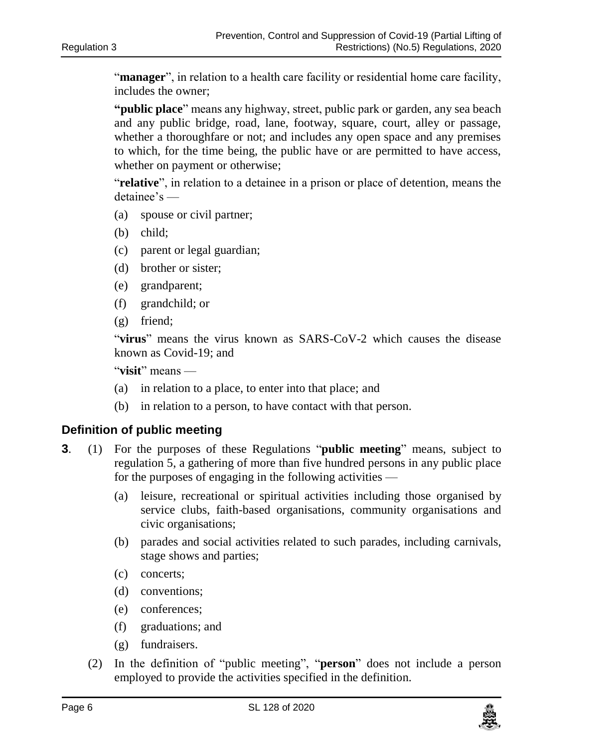"**manager**", in relation to a health care facility or residential home care facility, includes the owner;

**"public place**" means any highway, street, public park or garden, any sea beach and any public bridge, road, lane, footway, square, court, alley or passage, whether a thoroughfare or not; and includes any open space and any premises to which, for the time being, the public have or are permitted to have access, whether on payment or otherwise;

"**relative**", in relation to a detainee in a prison or place of detention, means the detainee's —

- (a) spouse or civil partner;
- (b) child;
- (c) parent or legal guardian;
- (d) brother or sister;
- (e) grandparent;
- (f) grandchild; or
- (g) friend;

"**virus**" means the virus known as SARS-CoV-2 which causes the disease known as Covid-19; and

"**visit**" means —

- (a) in relation to a place, to enter into that place; and
- (b) in relation to a person, to have contact with that person.

### Definition of public meeting

**3**. (1) For the purposes of these Regulations "**public meeting**" means, subject to regulation 5, a gathering of more than five hundred persons in any public place for the purposes of engaging in the following activities —

- (a) leisure, recreational or spiritual activities including those organised by service clubs, faith-based organisations, community organisations and civic organisations;
- (b) parades and social activities related to such parades, including carnivals, stage shows and parties;
- (c) concerts;
- (d) conventions;
- (e) conferences;
- (f) graduations; and
- (g) fundraisers.

(2) In the definition of "public meeting", "**person**" does not include a person employed to provide the activities specified in the definition.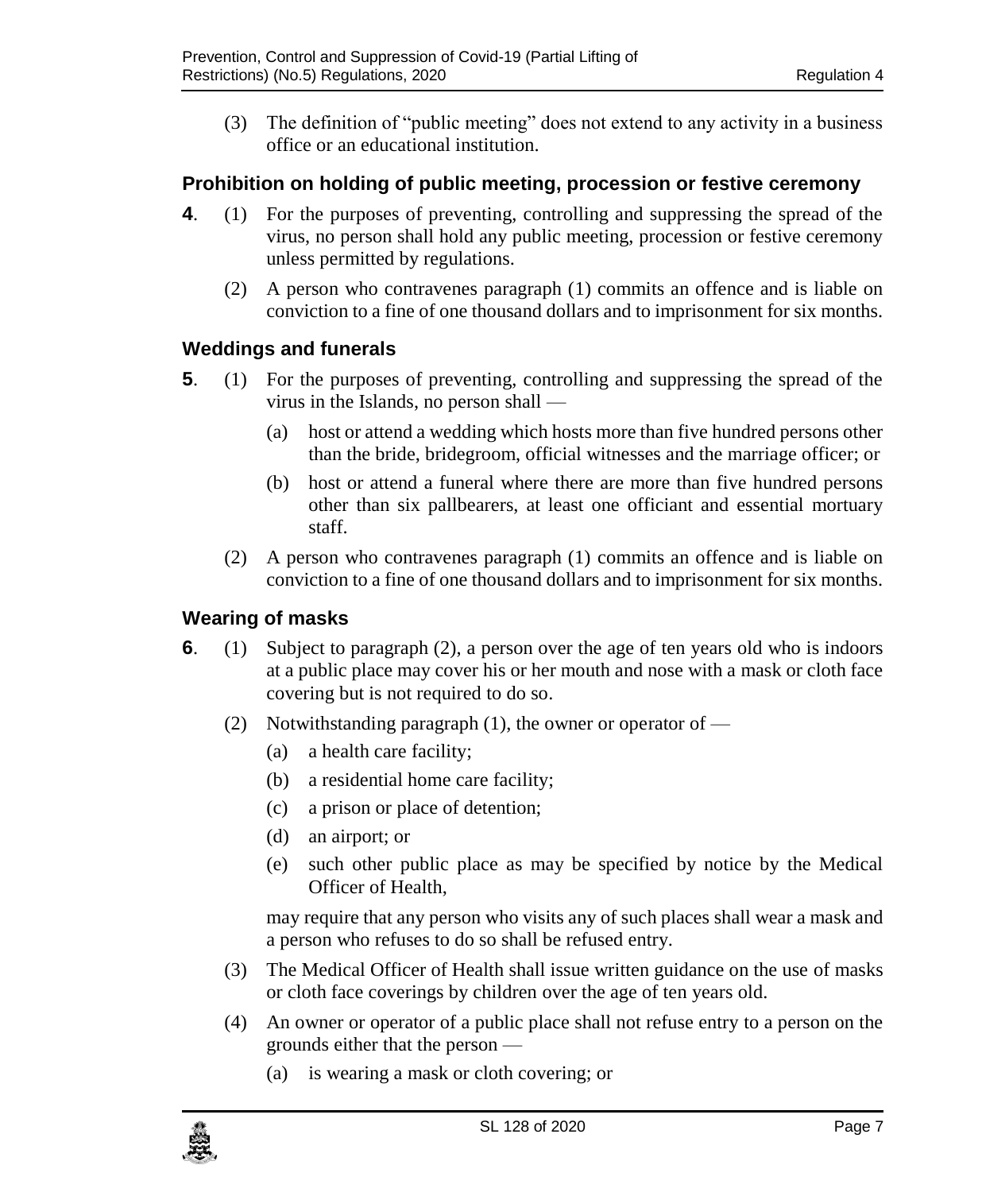(3) The definition of "public meeting" does not extend to any activity in a business office or an educational institution.

### Prohibition on holding of public meeting, procession or festive ceremony

**4**. (1) For the purposes of preventing, controlling and suppressing the spread of the virus, no person shall hold any public meeting, procession or festive ceremony unless permitted by regulations.

(2) A person who contravenes paragraph (1) commits an offence and is liable on conviction to a fine of one thousand dollars and to imprisonment for six months.

### Weddings and funerals

**5**. (1) For the purposes of preventing, controlling and suppressing the spread of the virus in the Islands, no person shall —

(a) host or attend a wedding which hosts more than five hundred persons other than the bride, bridegroom, official witnesses and the marriage officer; or

(b) host or attend a funeral where there are more than five hundred persons other than six pallbearers, at least one officiant and essential mortuary staff.

(2) A person who contravenes paragraph (1) commits an offence and is liable on conviction to a fine of one thousand dollars and to imprisonment for six months.

### Wearing of masks

**6**. (1) Subject to paragraph (2), a person over the age of ten years old who is indoors at a public place may cover his or her mouth and nose with a mask or cloth face covering but is not required to do so.

(2) Notwithstanding paragraph (1), the owner or operator of —

(a) a health care facility;

(b) a residential home care facility;

(c) a prison or place of detention;

(d) an airport; or

(e) such other public place as may be specified by notice by the Medical Officer of Health,

may require that any person who visits any of such places shall wear a mask and a person who refuses to do so shall be refused entry.

(3) The Medical Officer of Health shall issue written guidance on the use of masks or cloth face coverings by children over the age of ten years old.

(4) An owner or operator of a public place shall not refuse entry to a person on the grounds either that the person —

(a) is wearing a mask or cloth covering; or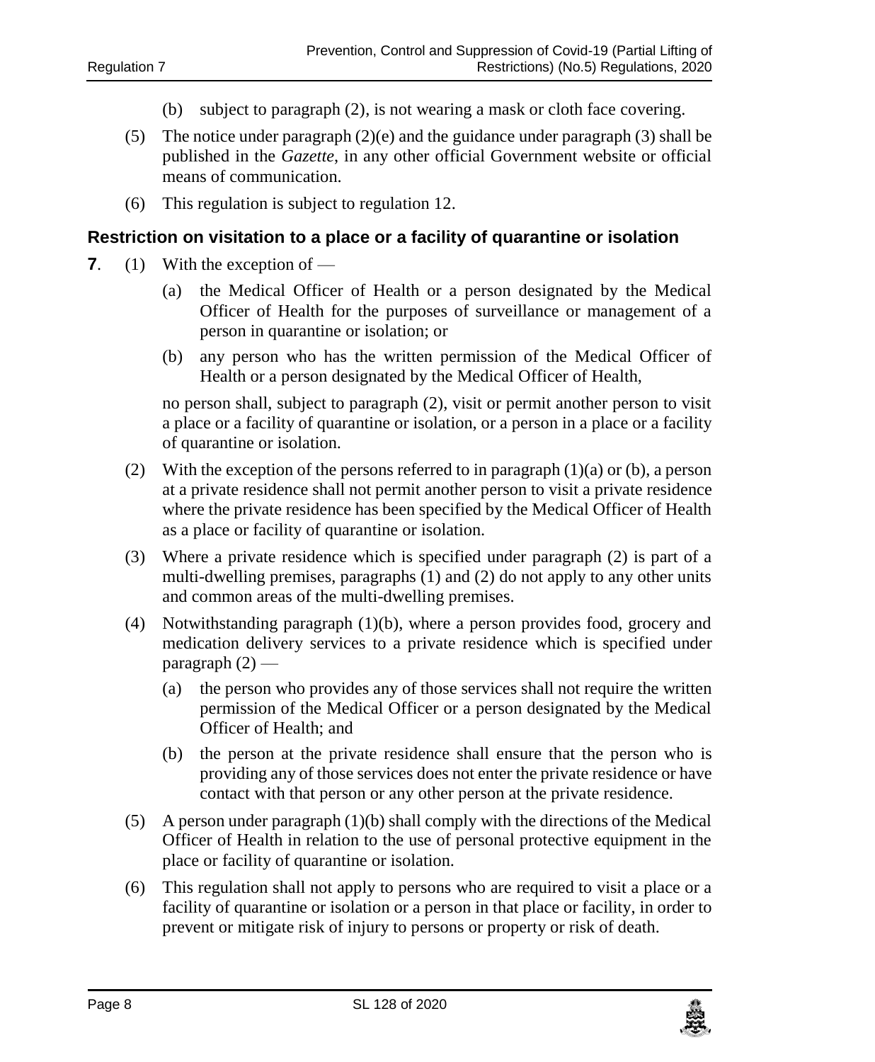(b) subject to paragraph (2), is not wearing a mask or cloth face covering.

(5) The notice under paragraph (2)(e) and the guidance under paragraph (3) shall be published in the *Gazette*, in any other official Government website or official means of communication.

(6) This regulation is subject to regulation 12.

### Restriction on visitation to a place or a facility of quarantine or isolation

**7**. (1) With the exception of —

(a) the Medical Officer of Health or a person designated by the Medical Officer of Health for the purposes of surveillance or management of a person in quarantine or isolation; or

(b) any person who has the written permission of the Medical Officer of Health or a person designated by the Medical Officer of Health,

no person shall, subject to paragraph (2), visit or permit another person to visit a place or a facility of quarantine or isolation, or a person in a place or a facility of quarantine or isolation.

(2) With the exception of the persons referred to in paragraph (1)(a) or (b), a person at a private residence shall not permit another person to visit a private residence where the private residence has been specified by the Medical Officer of Health as a place or facility of quarantine or isolation.

(3) Where a private residence which is specified under paragraph (2) is part of a multi-dwelling premises, paragraphs (1) and (2) do not apply to any other units and common areas of the multi-dwelling premises.

(4) Notwithstanding paragraph (1)(b), where a person provides food, grocery and medication delivery services to a private residence which is specified under paragraph (2) —

(a) the person who provides any of those services shall not require the written permission of the Medical Officer or a person designated by the Medical Officer of Health; and

(b) the person at the private residence shall ensure that the person who is providing any of those services does not enter the private residence or have contact with that person or any other person at the private residence.

(5) A person under paragraph (1)(b) shall comply with the directions of the Medical Officer of Health in relation to the use of personal protective equipment in the place or facility of quarantine or isolation.

(6) This regulation shall not apply to persons who are required to visit a place or a facility of quarantine or isolation or a person in that place or facility, in order to prevent or mitigate risk of injury to persons or property or risk of death.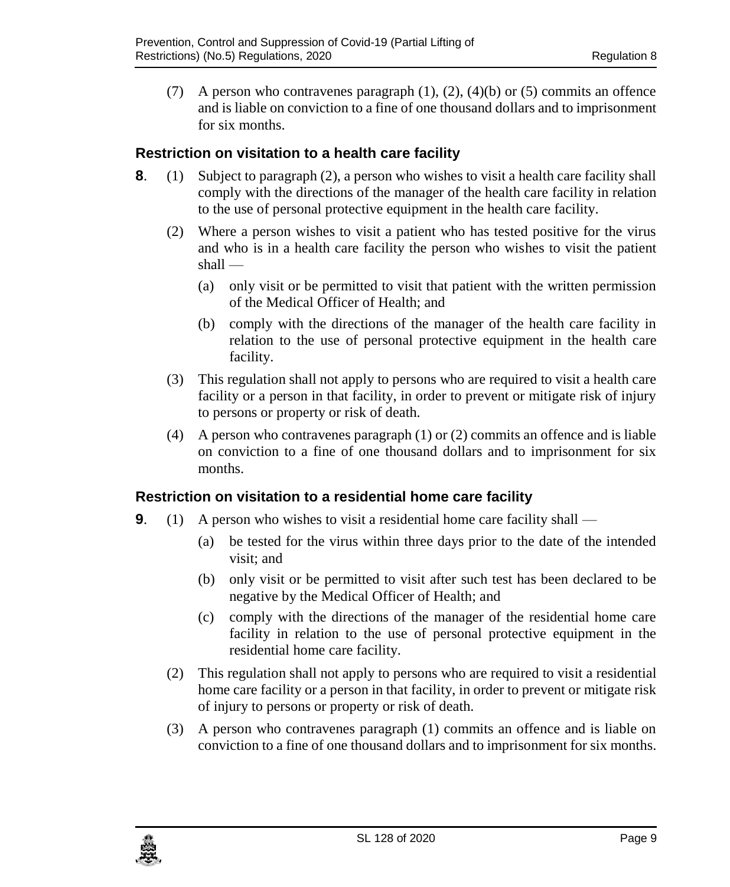(7) A person who contravenes paragraph (1), (2), (4)(b) or (5) commits an offence and is liable on conviction to a fine of one thousand dollars and to imprisonment for six months.

### Restriction on visitation to a health care facility

**8**. (1) Subject to paragraph (2), a person who wishes to visit a health care facility shall comply with the directions of the manager of the health care facility in relation to the use of personal protective equipment in the health care facility.

(2) Where a person wishes to visit a patient who has tested positive for the virus and who is in a health care facility the person who wishes to visit the patient shall —

(a) only visit or be permitted to visit that patient with the written permission of the Medical Officer of Health; and

(b) comply with the directions of the manager of the health care facility in relation to the use of personal protective equipment in the health care facility.

(3) This regulation shall not apply to persons who are required to visit a health care facility or a person in that facility, in order to prevent or mitigate risk of injury to persons or property or risk of death.

(4) A person who contravenes paragraph (1) or (2) commits an offence and is liable on conviction to a fine of one thousand dollars and to imprisonment for six months.

### Restriction on visitation to a residential home care facility

**9**. (1) A person who wishes to visit a residential home care facility shall —

(a) be tested for the virus within three days prior to the date of the intended visit; and

(b) only visit or be permitted to visit after such test has been declared to be negative by the Medical Officer of Health; and

(c) comply with the directions of the manager of the residential home care facility in relation to the use of personal protective equipment in the residential home care facility.

(2) This regulation shall not apply to persons who are required to visit a residential home care facility or a person in that facility, in order to prevent or mitigate risk of injury to persons or property or risk of death.

(3) A person who contravenes paragraph (1) commits an offence and is liable on conviction to a fine of one thousand dollars and to imprisonment for six months.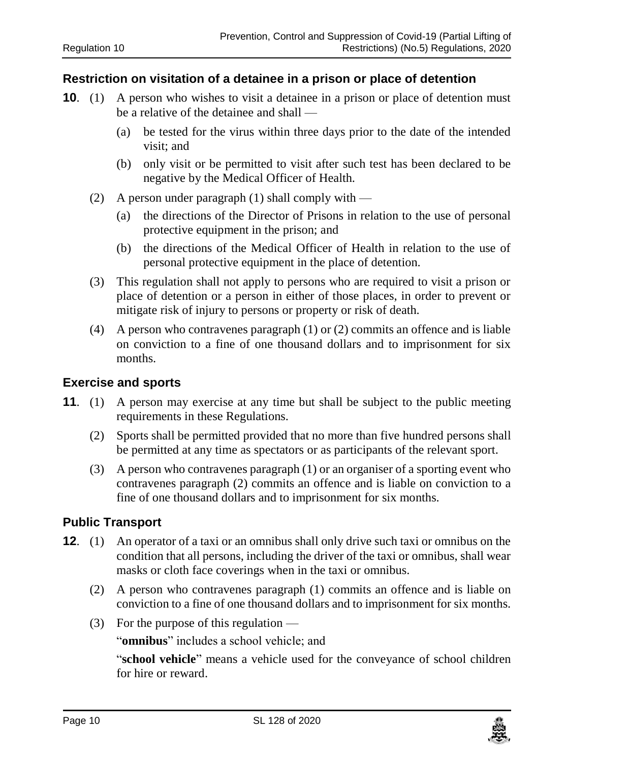## Restriction on visitation of a detainee in a prison or place of detention

**10**. (1) A person who wishes to visit a detainee in a prison or place of detention must be a relative of the detainee and shall —

(a) be tested for the virus within three days prior to the date of the intended visit; and

(b) only visit or be permitted to visit after such test has been declared to be negative by the Medical Officer of Health.

(2) A person under paragraph (1) shall comply with —

(a) the directions of the Director of Prisons in relation to the use of personal protective equipment in the prison; and

(b) the directions of the Medical Officer of Health in relation to the use of personal protective equipment in the place of detention.

(3) This regulation shall not apply to persons who are required to visit a prison or place of detention or a person in either of those places, in order to prevent or mitigate risk of injury to persons or property or risk of death.

(4) A person who contravenes paragraph (1) or (2) commits an offence and is liable on conviction to a fine of one thousand dollars and to imprisonment for six months.

## Exercise and sports

**11**. (1) A person may exercise at any time but shall be subject to the public meeting requirements in these Regulations.

(2) Sports shall be permitted provided that no more than five hundred persons shall be permitted at any time as spectators or as participants of the relevant sport.

(3) A person who contravenes paragraph (1) or an organiser of a sporting event who contravenes paragraph (2) commits an offence and is liable on conviction to a fine of one thousand dollars and to imprisonment for six months.

## Public Transport

**12**. (1) An operator of a taxi or an omnibus shall only drive such taxi or omnibus on the condition that all persons, including the driver of the taxi or omnibus, shall wear masks or cloth face coverings when in the taxi or omnibus.

(2) A person who contravenes paragraph (1) commits an offence and is liable on conviction to a fine of one thousand dollars and to imprisonment for six months.

(3) For the purpose of this regulation —

"**omnibus**" includes a school vehicle; and

"**school vehicle**" means a vehicle used for the conveyance of school children for hire or reward.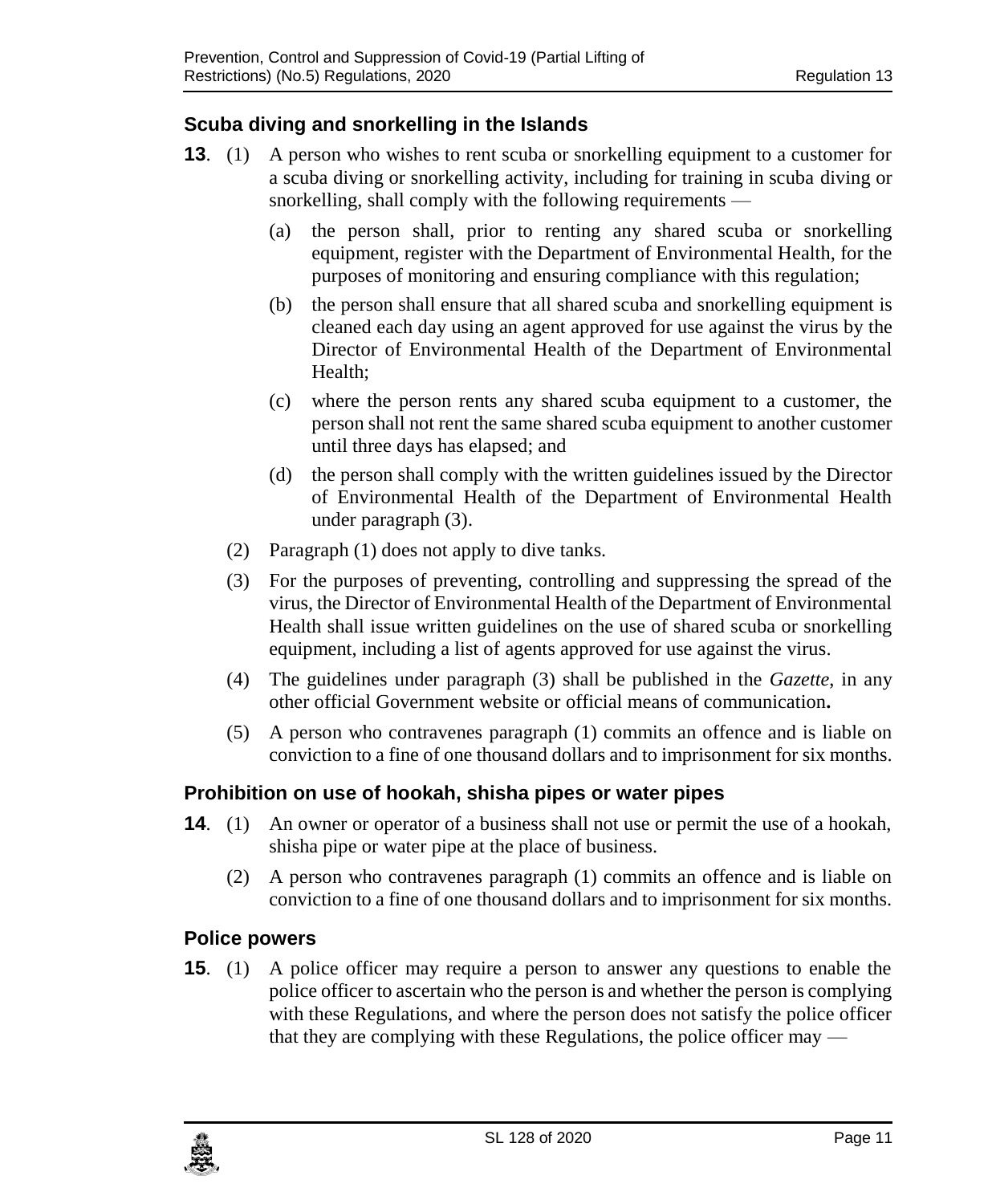### Scuba diving and snorkelling in the Islands

**13**. (1) A person who wishes to rent scuba or snorkelling equipment to a customer for a scuba diving or snorkelling activity, including for training in scuba diving or snorkelling, shall comply with the following requirements —

(a) the person shall, prior to renting any shared scuba or snorkelling equipment, register with the Department of Environmental Health, for the purposes of monitoring and ensuring compliance with this regulation;

(b) the person shall ensure that all shared scuba and snorkelling equipment is cleaned each day using an agent approved for use against the virus by the Director of Environmental Health of the Department of Environmental Health;

(c) where the person rents any shared scuba equipment to a customer, the person shall not rent the same shared scuba equipment to another customer until three days has elapsed; and

(d) the person shall comply with the written guidelines issued by the Director of Environmental Health of the Department of Environmental Health under paragraph (3).

(2) Paragraph (1) does not apply to dive tanks.

(3) For the purposes of preventing, controlling and suppressing the spread of the virus, the Director of Environmental Health of the Department of Environmental Health shall issue written guidelines on the use of shared scuba or snorkelling equipment, including a list of agents approved for use against the virus.

(4) The guidelines under paragraph (3) shall be published in the *Gazette*, in any other official Government website or official means of communication**.**

(5) A person who contravenes paragraph (1) commits an offence and is liable on conviction to a fine of one thousand dollars and to imprisonment for six months.

### Prohibition on use of hookah, shisha pipes or water pipes

**14**. (1) An owner or operator of a business shall not use or permit the use of a hookah, shisha pipe or water pipe at the place of business.

(2) A person who contravenes paragraph (1) commits an offence and is liable on conviction to a fine of one thousand dollars and to imprisonment for six months.

### Police powers

**15**. (1) A police officer may require a person to answer any questions to enable the police officer to ascertain who the person is and whether the person is complying with these Regulations, and where the person does not satisfy the police officer that they are complying with these Regulations, the police officer may —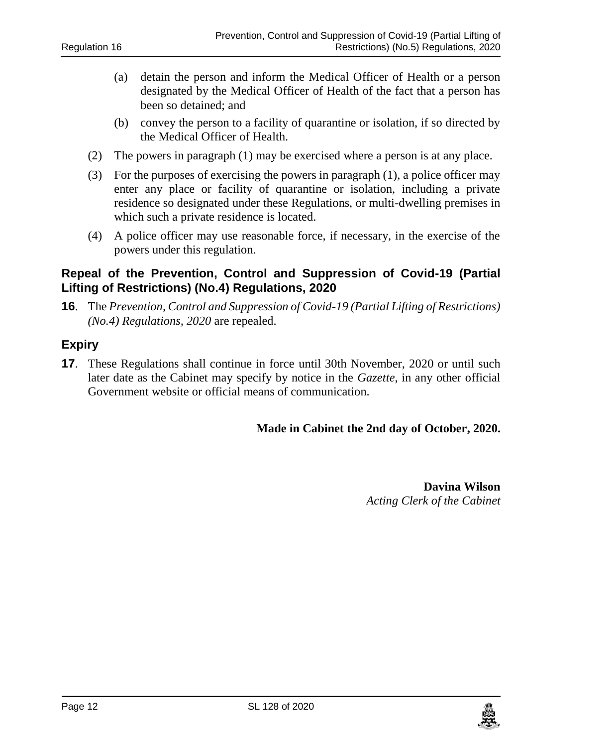(a) detain the person and inform the Medical Officer of Health or a person designated by the Medical Officer of Health of the fact that a person has been so detained; and

(b) convey the person to a facility of quarantine or isolation, if so directed by the Medical Officer of Health.

(2) The powers in paragraph (1) may be exercised where a person is at any place.

(3) For the purposes of exercising the powers in paragraph (1), a police officer may enter any place or facility of quarantine or isolation, including a private residence so designated under these Regulations, or multi-dwelling premises in which such a private residence is located.

(4) A police officer may use reasonable force, if necessary, in the exercise of the powers under this regulation.

### Repeal of the Prevention, Control and Suppression of Covid-19 (Partial Lifting of Restrictions) (No.4) Regulations, 2020

**16**. The *Prevention, Control and Suppression of Covid-19 (Partial Lifting of Restrictions) (No.4) Regulations, 2020* are repealed.

### Expiry

**17**. These Regulations shall continue in force until 30th November, 2020 or until such later date as the Cabinet may specify by notice in the *Gazette*, in any other official Government website or official means of communication.

**Made in Cabinet the 2nd day of October, 2020.**

**Davina Wilson**
*Acting Clerk of the Cabinet*